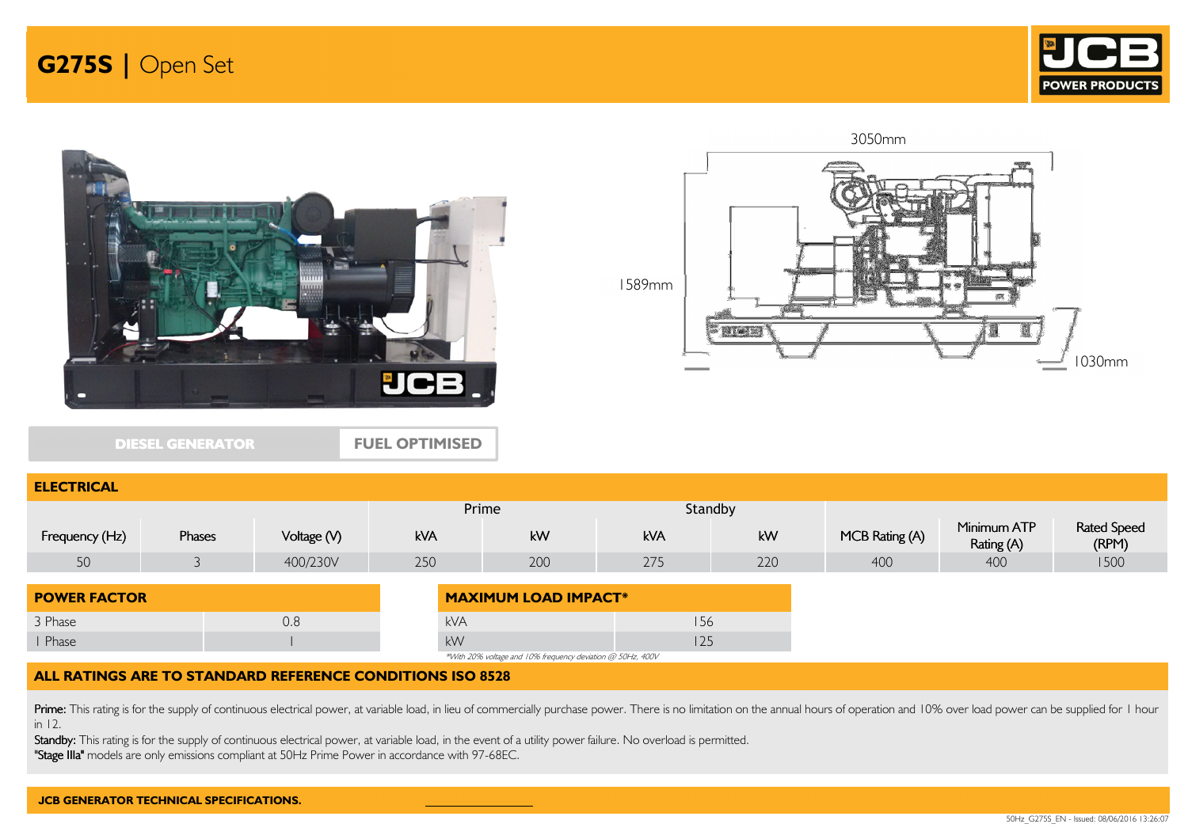# G275S | Open Set

JCB POWER PRODUCTS

3050mm

1589mm

1030mm

DIESEL GENERATOR | FUEL OPTIMISED

## ELECTRICAL

| Frequency (Hz) | Phases | Voltage (V) | Prime | | Standby | | MCB Rating (A) | Minimum ATP Rating (A) | Rated Speed (RPM) |
|---|---|---|---|---|---|---|---|---|---|
| | | | kVA | kW | kVA | kW | | | |
| 50 | 3 | 400/230V | 250 | 200 | 275 | 220 | 400 | 400 | 1500 |

## POWER FACTOR

| | |
|---|---|
| 3 Phase | 0.8 |
| 1 Phase | 1 |

## MAXIMUM LOAD IMPACT*

| | |
|---|---|
| kVA | 156 |
| kW | 125 |

*With 20% voltage and 10% frequency deviation @ 50Hz, 400V

## ALL RATINGS ARE TO STANDARD REFERENCE CONDITIONS ISO 8528

**Prime:** This rating is for the supply of continuous electrical power, at variable load, in lieu of commercially purchase power. There is no limitation on the annual hours of operation and 10% over load power can be supplied for 1 hour in 12.

**Standby:** This rating is for the supply of continuous electrical power, at variable load, in the event of a utility power failure. No overload is permitted.

**"Stage IIIa"** models are only emissions compliant at 50Hz Prime Power in accordance with 97-68EC.

**JCB GENERATOR TECHNICAL SPECIFICATIONS.**

50Hz_G275S_EN - Issued: 08/06/2016 13:26:07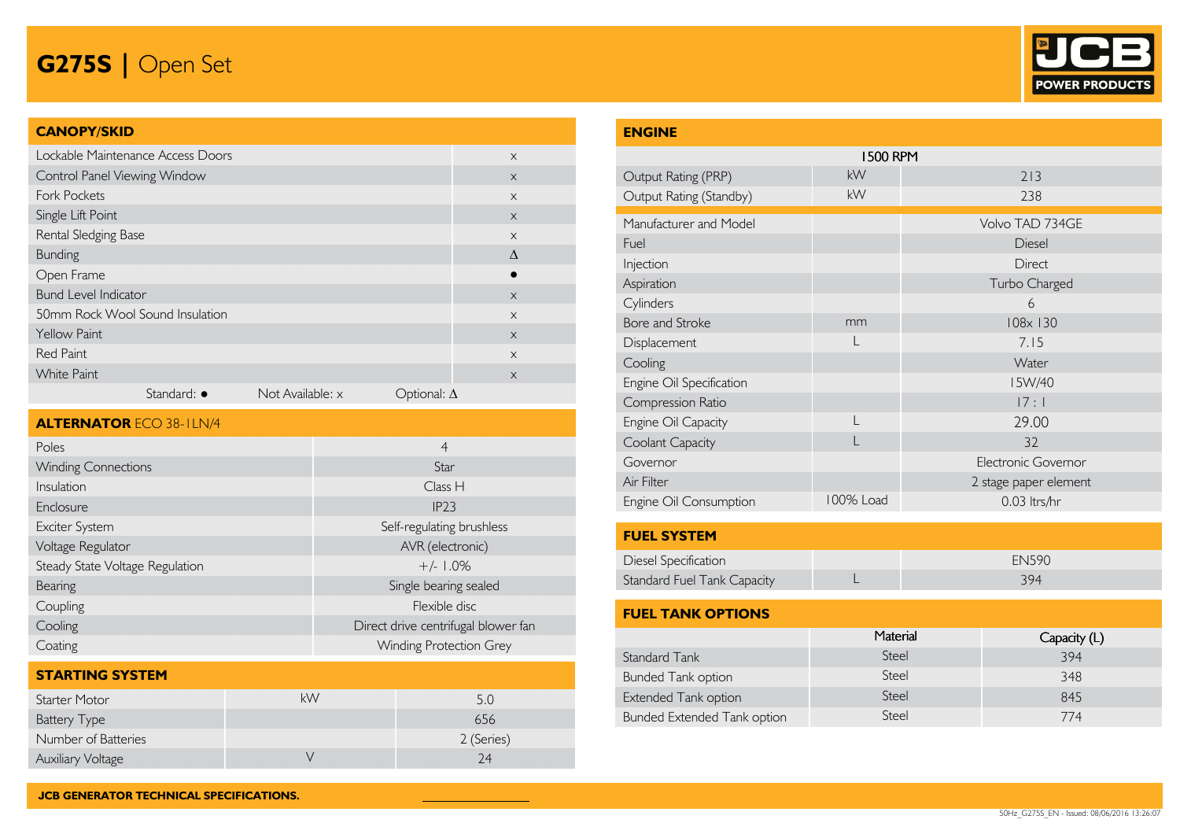# G275S | Open Set

## CANOPY/SKID

| Feature | |
|---|---|
| Lockable Maintenance Access Doors | x |
| Control Panel Viewing Window | x |
| Fork Pockets | x |
| Single Lift Point | x |
| Rental Sledging Base | x |
| Bunding | Δ |
| Open Frame | ● |
| Bund Level Indicator | x |
| 50mm Rock Wool Sound Insulation | x |
| Yellow Paint | x |
| Red Paint | x |
| White Paint | x |

Standard: ● Not Available: x Optional: Δ

## ALTERNATOR ECO 38-1LN/4

| | |
|---|---|
| Poles | 4 |
| Winding Connections | Star |
| Insulation | Class H |
| Enclosure | IP23 |
| Exciter System | Self-regulating brushless |
| Voltage Regulator | AVR (electronic) |
| Steady State Voltage Regulation | +/- 1.0% |
| Bearing | Single bearing sealed |
| Coupling | Flexible disc |
| Cooling | Direct drive centrifugal blower fan |
| Coating | Winding Protection Grey |

## STARTING SYSTEM

| | | |
|---|---|---|
| Starter Motor | kW | 5.0 |
| Battery Type | | 656 |
| Number of Batteries | | 2 (Series) |
| Auxiliary Voltage | V | 24 |

## ENGINE

| | | 1500 RPM |
|---|---|---|
| Output Rating (PRP) | kW | 213 |
| Output Rating (Standby) | kW | 238 |
| Manufacturer and Model | | Volvo TAD 734GE |
| Fuel | | Diesel |
| Injection | | Direct |
| Aspiration | | Turbo Charged |
| Cylinders | | 6 |
| Bore and Stroke | mm | 108x 130 |
| Displacement | L | 7.15 |
| Cooling | | Water |
| Engine Oil Specification | | 15W/40 |
| Compression Ratio | | 17 : 1 |
| Engine Oil Capacity | L | 29.00 |
| Coolant Capacity | L | 32 |
| Governor | | Electronic Governor |
| Air Filter | | 2 stage paper element |
| Engine Oil Consumption | 100% Load | 0.03 ltrs/hr |

## FUEL SYSTEM

| | | |
|---|---|---|
| Diesel Specification | | EN590 |
| Standard Fuel Tank Capacity | L | 394 |

## FUEL TANK OPTIONS

| | Material | Capacity (L) |
|---|---|---|
| Standard Tank | Steel | 394 |
| Bunded Tank option | Steel | 348 |
| Extended Tank option | Steel | 845 |
| Bunded Extended Tank option | Steel | 774 |

JCB GENERATOR TECHNICAL SPECIFICATIONS.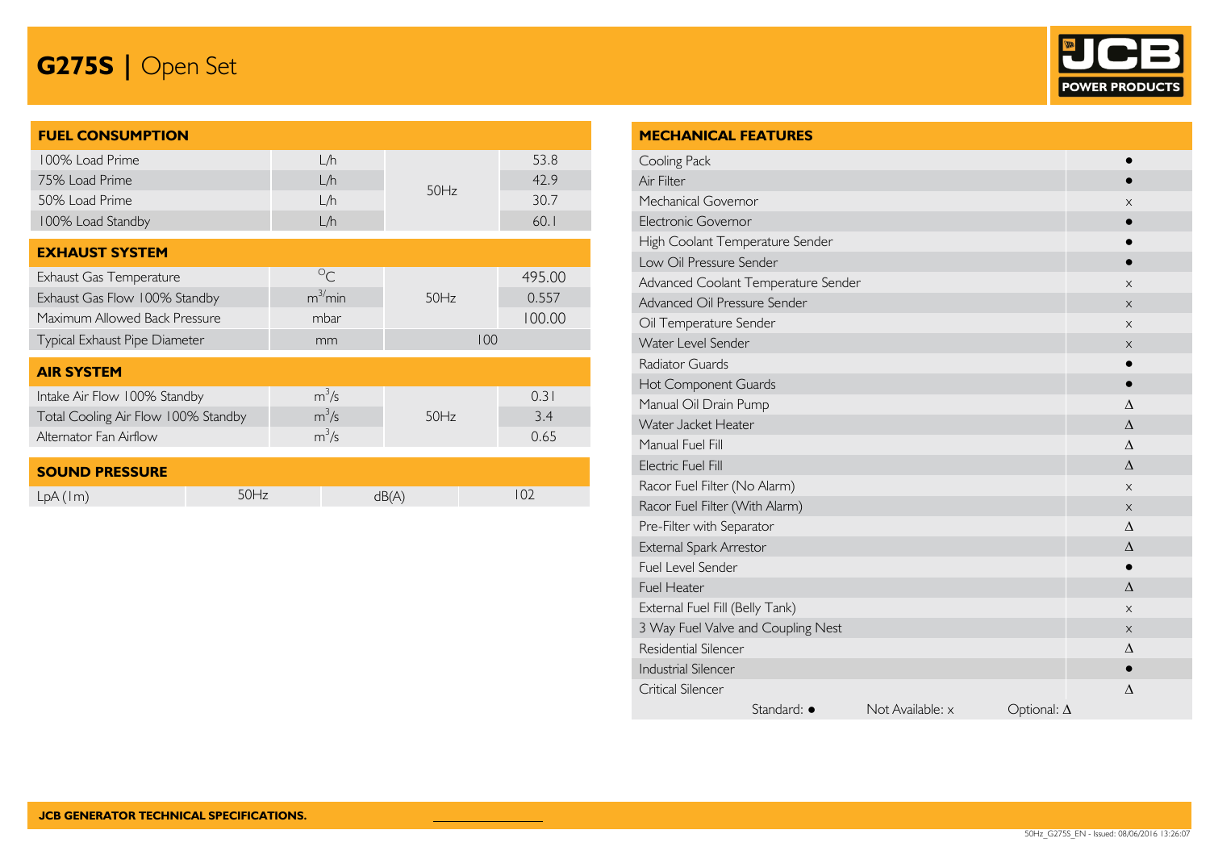# G275S | Open Set

## FUEL CONSUMPTION

| | | | |
|---|---|---|---|
| 100% Load Prime | L/h | 50Hz | 53.8 |
| 75% Load Prime | L/h | | 42.9 |
| 50% Load Prime | L/h | | 30.7 |
| 100% Load Standby | L/h | | 60.1 |

## EXHAUST SYSTEM

| | | | |
|---|---|---|---|
| Exhaust Gas Temperature | $^{o}C$ | 50Hz | 495.00 |
| Exhaust Gas Flow 100% Standby | $m^3/min$ | | 0.557 |
| Maximum Allowed Back Pressure | mbar | | 100.00 |
| Typical Exhaust Pipe Diameter | mm | 100 | |

## AIR SYSTEM

| | | | |
|---|---|---|---|
| Intake Air Flow 100% Standby | $m^3/s$ | 50Hz | 0.31 |
| Total Cooling Air Flow 100% Standby | $m^3/s$ | | 3.4 |
| Alternator Fan Airflow | $m^3/s$ | | 0.65 |

## SOUND PRESSURE

| | | | |
|---|---|---|---|
| LpA (1m) | 50Hz | dB(A) | 102 |

## MECHANICAL FEATURES

| | |
|---|---|
| Cooling Pack | ● |
| Air Filter | ● |
| Mechanical Governor | x |
| Electronic Governor | ● |
| High Coolant Temperature Sender | ● |
| Low Oil Pressure Sender | ● |
| Advanced Coolant Temperature Sender | x |
| Advanced Oil Pressure Sender | x |
| Oil Temperature Sender | x |
| Water Level Sender | x |
| Radiator Guards | ● |
| Hot Component Guards | ● |
| Manual Oil Drain Pump | Δ |
| Water Jacket Heater | Δ |
| Manual Fuel Fill | Δ |
| Electric Fuel Fill | Δ |
| Racor Fuel Filter (No Alarm) | x |
| Racor Fuel Filter (With Alarm) | x |
| Pre-Filter with Separator | Δ |
| External Spark Arrestor | Δ |
| Fuel Level Sender | ● |
| Fuel Heater | Δ |
| External Fuel Fill (Belly Tank) | x |
| 3 Way Fuel Valve and Coupling Nest | x |
| Residential Silencer | Δ |
| Industrial Silencer | ● |
| Critical Silencer | Δ |

Standard: ● Not Available: x Optional: Δ

JCB GENERATOR TECHNICAL SPECIFICATIONS.

50Hz_G275S_EN - Issued: 08/06/2016 13:26:07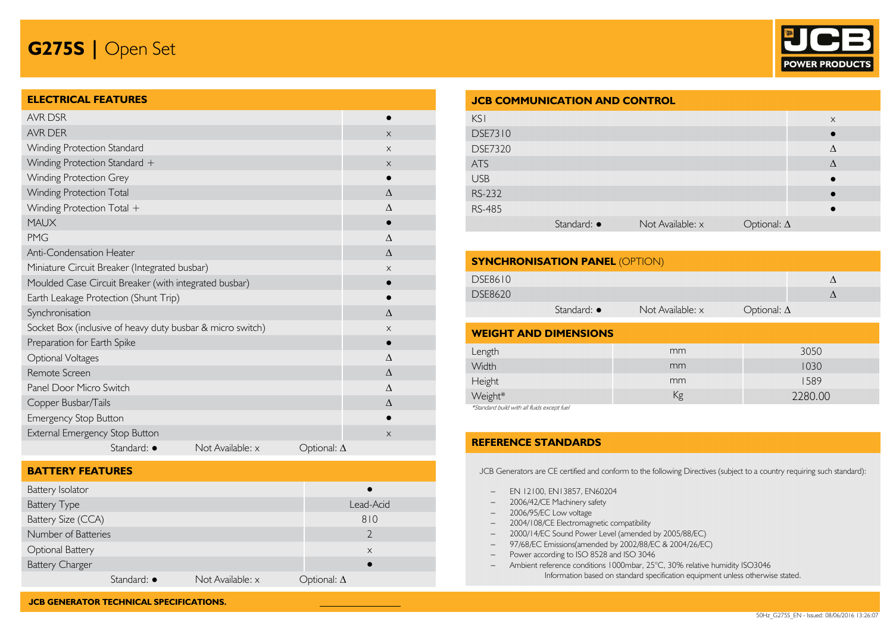# G275S | Open Set

## ELECTRICAL FEATURES

| | |
|---|---|
| AVR DSR | ● |
| AVR DER | x |
| Winding Protection Standard | x |
| Winding Protection Standard + | x |
| Winding Protection Grey | ● |
| Winding Protection Total | Δ |
| Winding Protection Total + | Δ |
| MAUX | ● |
| PMG | Δ |
| Anti-Condensation Heater | Δ |
| Miniature Circuit Breaker (Integrated busbar) | x |
| Moulded Case Circuit Breaker (with integrated busbar) | ● |
| Earth Leakage Protection (Shunt Trip) | ● |
| Synchronisation | Δ |
| Socket Box (inclusive of heavy duty busbar & micro switch) | x |
| Preparation for Earth Spike | ● |
| Optional Voltages | Δ |
| Remote Screen | Δ |
| Panel Door Micro Switch | Δ |
| Copper Busbar/Tails | Δ |
| Emergency Stop Button | ● |
| External Emergency Stop Button | x |

Standard: ● Not Available: x Optional: Δ

## BATTERY FEATURES

| | |
|---|---|
| Battery Isolator | ● |
| Battery Type | Lead-Acid |
| Battery Size (CCA) | 810 |
| Number of Batteries | 2 |
| Optional Battery | x |
| Battery Charger | ● |

Standard: ● Not Available: x Optional: Δ

## JCB COMMUNICATION AND CONTROL

| | |
|---|---|
| KS1 | x |
| DSE7310 | ● |
| DSE7320 | Δ |
| ATS | Δ |
| USB | ● |
| RS-232 | ● |
| RS-485 | ● |

Standard: ● Not Available: x Optional: Δ

## SYNCHRONISATION PANEL (OPTION)

| | |
|---|---|
| DSE8610 | Δ |
| DSE8620 | Δ |

Standard: ● Not Available: x Optional: Δ

## WEIGHT AND DIMENSIONS

| | | |
|---|---|---|
| Length | mm | 3050 |
| Width | mm | 1030 |
| Height | mm | 1589 |
| Weight* | Kg | 2280.00 |

*Standard build with all fluids except fuel

## REFERENCE STANDARDS

JCB Generators are CE certified and conform to the following Directives (subject to a country requiring such standard):

- EN 12100, EN13857, EN60204
- 2006/42/CE Machinery safety
- 2006/95/EC Low voltage
- 2004/108/CE Electromagnetic compatibility
- 2000/14/EC Sound Power Level (amended by 2005/88/EC)
- 97/68/EC Emissions(amended by 2002/88/EC & 2004/26/EC)
- Power according to ISO 8528 and ISO 3046
- Ambient reference conditions 1000mbar, 25°C, 30% relative humidity ISO3046

Information based on standard specification equipment unless otherwise stated.

JCB GENERATOR TECHNICAL SPECIFICATIONS.

50Hz_G275S_EN - Issued: 08/06/2016 13:26:07